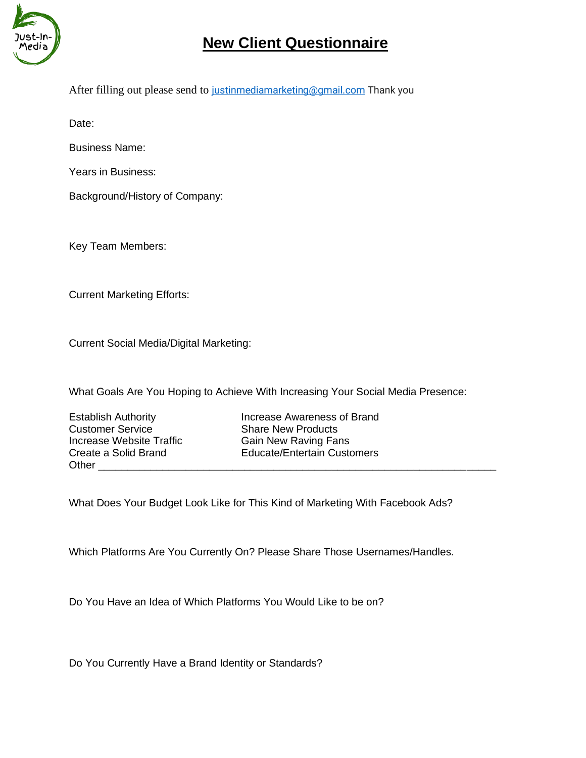# New Client Questionnaire

After filling out please send to justinmediamarketing@gmail.com Thank you

Date:

Business Name:

Years in Business:

Background/History of Company:

Key Team Members:

Current Marketing Efforts:

Current Social Media/Digital Marketing:

What Goals Are You Hoping to Achieve With Increasing Your Social Media Presence:

Establish Authority
Customer Service
Increase Website Traffic
Create a Solid Brand
Increase Awareness of Brand
Share New Products
Gain New Raving Fans
Educate/Entertain Customers
Other ___________________________________________________________________

What Does Your Budget Look Like for This Kind of Marketing With Facebook Ads?

Which Platforms Are You Currently On? Please Share Those Usernames/Handles.

Do You Have an Idea of Which Platforms You Would Like to be on?

Do You Currently Have a Brand Identity or Standards?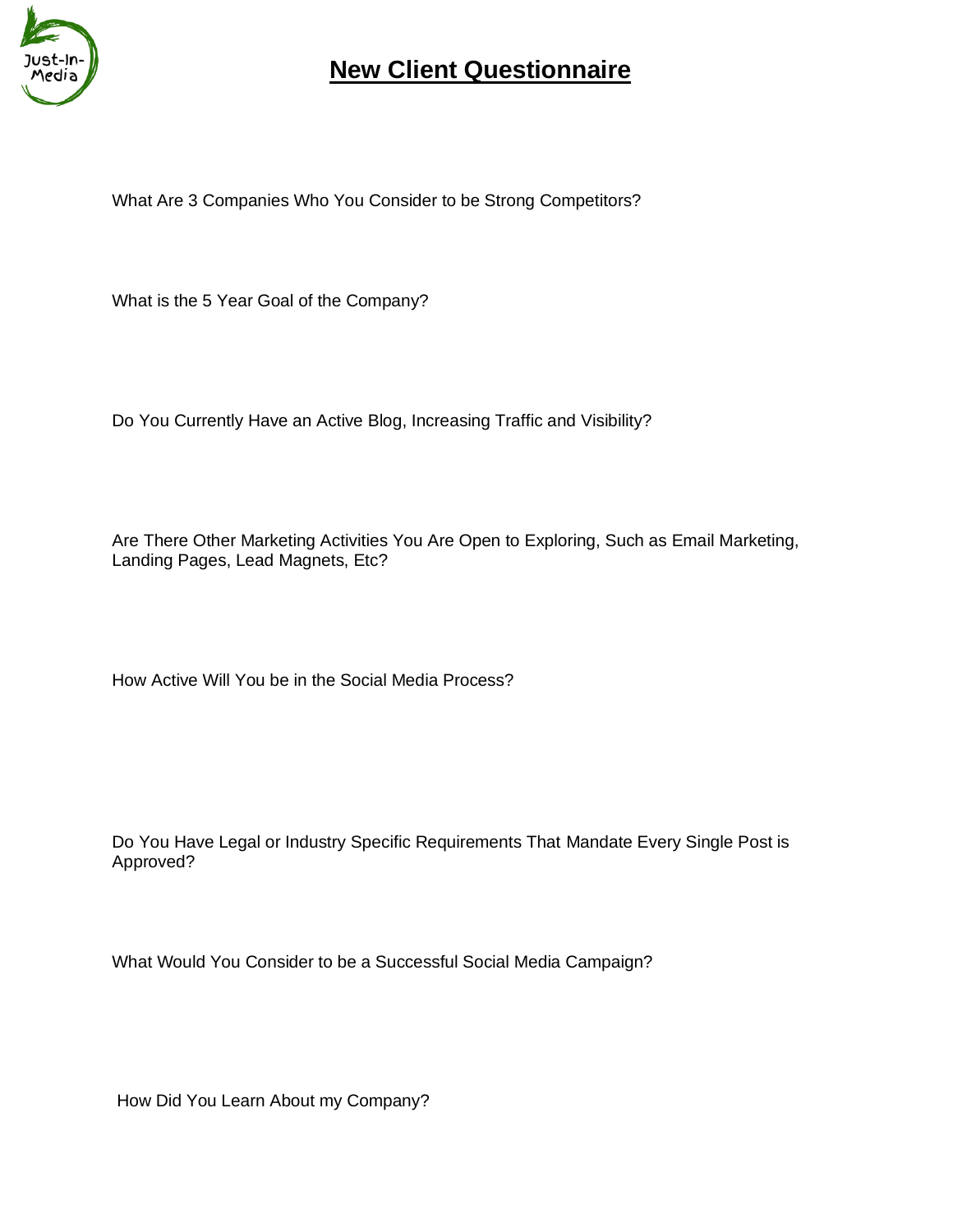# New Client Questionnaire

What Are 3 Companies Who You Consider to be Strong Competitors?

What is the 5 Year Goal of the Company?

Do You Currently Have an Active Blog, Increasing Traffic and Visibility?

Are There Other Marketing Activities You Are Open to Exploring, Such as Email Marketing, Landing Pages, Lead Magnets, Etc?

How Active Will You be in the Social Media Process?

Do You Have Legal or Industry Specific Requirements That Mandate Every Single Post is Approved?

What Would You Consider to be a Successful Social Media Campaign?

How Did You Learn About my Company?